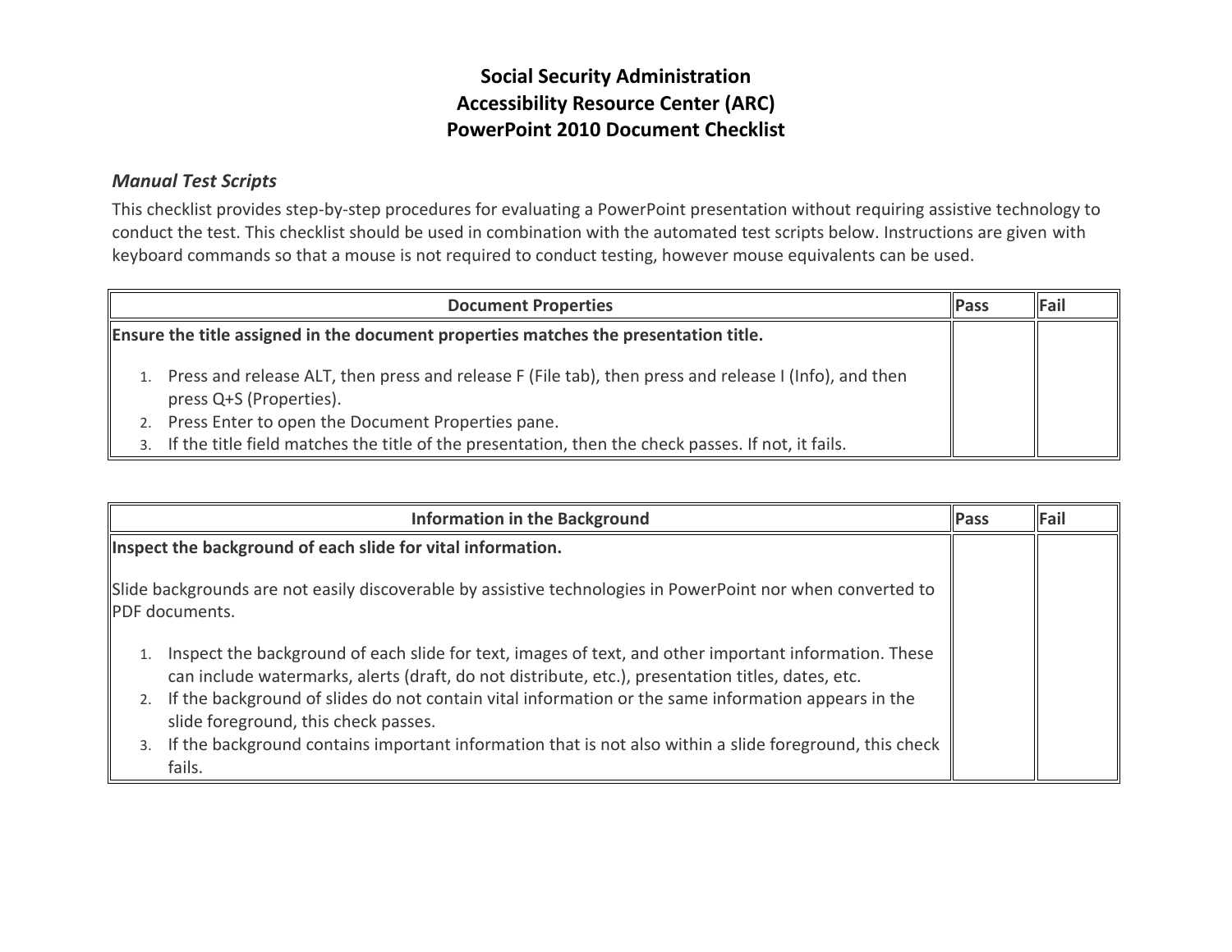# Social Security Administration
# Accessibility Resource Center (ARC)
# PowerPoint 2010 Document Checklist

### *Manual Test Scripts*

This checklist provides step-by-step procedures for evaluating a PowerPoint presentation without requiring assistive technology to conduct the test. This checklist should be used in combination with the automated test scripts below. Instructions are given with keyboard commands so that a mouse is not required to conduct testing, however mouse equivalents can be used.

| Document Properties | Pass | Fail |
|---|---|---|
| **Ensure the title assigned in the document properties matches the presentation title.**<br><br>1. Press and release ALT, then press and release F (File tab), then press and release I (Info), and then press Q+S (Properties).<br>2. Press Enter to open the Document Properties pane.<br>3. If the title field matches the title of the presentation, then the check passes. If not, it fails. | | |

| Information in the Background | Pass | Fail |
|---|---|---|
| **Inspect the background of each slide for vital information.**<br><br>Slide backgrounds are not easily discoverable by assistive technologies in PowerPoint nor when converted to PDF documents.<br><br>1. Inspect the background of each slide for text, images of text, and other important information. These can include watermarks, alerts (draft, do not distribute, etc.), presentation titles, dates, etc.<br>2. If the background of slides do not contain vital information or the same information appears in the slide foreground, this check passes.<br>3. If the background contains important information that is not also within a slide foreground, this check fails. | | |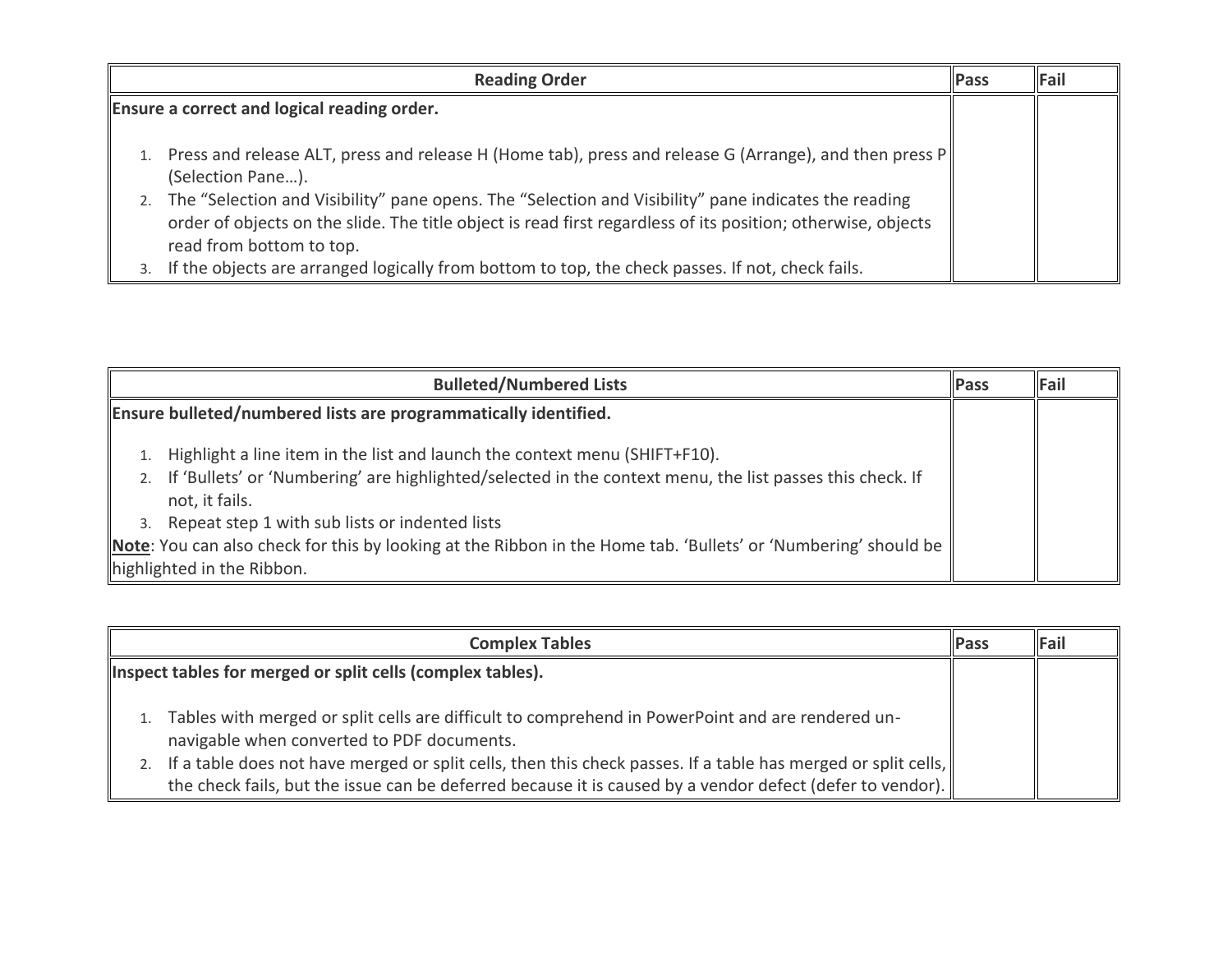| Reading Order | Pass | Fail |
|---|---|---|
| **Ensure a correct and logical reading order.**<br><br>1. Press and release ALT, press and release H (Home tab), press and release G (Arrange), and then press P (Selection Pane…).<br>2. The “Selection and Visibility” pane opens. The “Selection and Visibility” pane indicates the reading order of objects on the slide. The title object is read first regardless of its position; otherwise, objects read from bottom to top.<br>3. If the objects are arranged logically from bottom to top, the check passes. If not, check fails. | | |

| Bulleted/Numbered Lists | Pass | Fail |
|---|---|---|
| **Ensure bulleted/numbered lists are programmatically identified.**<br><br>1. Highlight a line item in the list and launch the context menu (SHIFT+F10).<br>2. If ‘Bullets’ or ‘Numbering’ are highlighted/selected in the context menu, the list passes this check. If not, it fails.<br>3. Repeat step 1 with sub lists or indented lists<br><br>**<u>Note</u>**: You can also check for this by looking at the Ribbon in the Home tab. ‘Bullets’ or ‘Numbering’ should be highlighted in the Ribbon. | | |

| Complex Tables | Pass | Fail |
|---|---|---|
| **Inspect tables for merged or split cells (complex tables).**<br><br>1. Tables with merged or split cells are difficult to comprehend in PowerPoint and are rendered un-navigable when converted to PDF documents.<br>2. If a table does not have merged or split cells, then this check passes. If a table has merged or split cells, the check fails, but the issue can be deferred because it is caused by a vendor defect (defer to vendor). | | |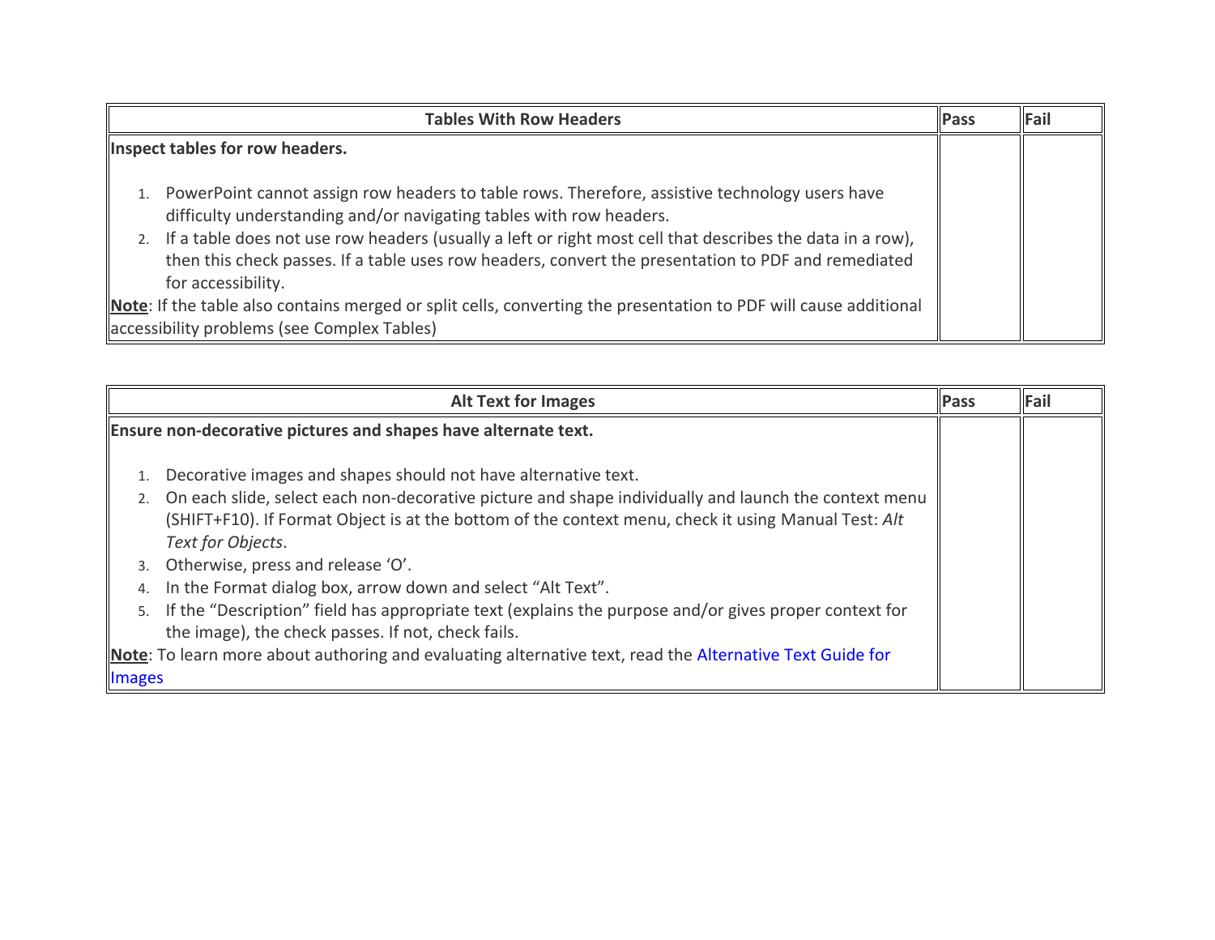| Tables With Row Headers | Pass | Fail |
|---|---|---|
| **Inspect tables for row headers.**<br><br>1. PowerPoint cannot assign row headers to table rows. Therefore, assistive technology users have difficulty understanding and/or navigating tables with row headers.<br>2. If a table does not use row headers (usually a left or right most cell that describes the data in a row), then this check passes. If a table uses row headers, convert the presentation to PDF and remediated for accessibility.<br><br>**Note**: If the table also contains merged or split cells, converting the presentation to PDF will cause additional accessibility problems (see Complex Tables) | | |

| Alt Text for Images | Pass | Fail |
|---|---|---|
| **Ensure non-decorative pictures and shapes have alternate text.**<br><br>1. Decorative images and shapes should not have alternative text.<br>2. On each slide, select each non-decorative picture and shape individually and launch the context menu (SHIFT+F10). If Format Object is at the bottom of the context menu, check it using Manual Test: *Alt Text for Objects*.<br>3. Otherwise, press and release 'O'.<br>4. In the Format dialog box, arrow down and select "Alt Text".<br>5. If the "Description" field has appropriate text (explains the purpose and/or gives proper context for the image), the check passes. If not, check fails.<br><br>**Note**: To learn more about authoring and evaluating alternative text, read the Alternative Text Guide for Images | | |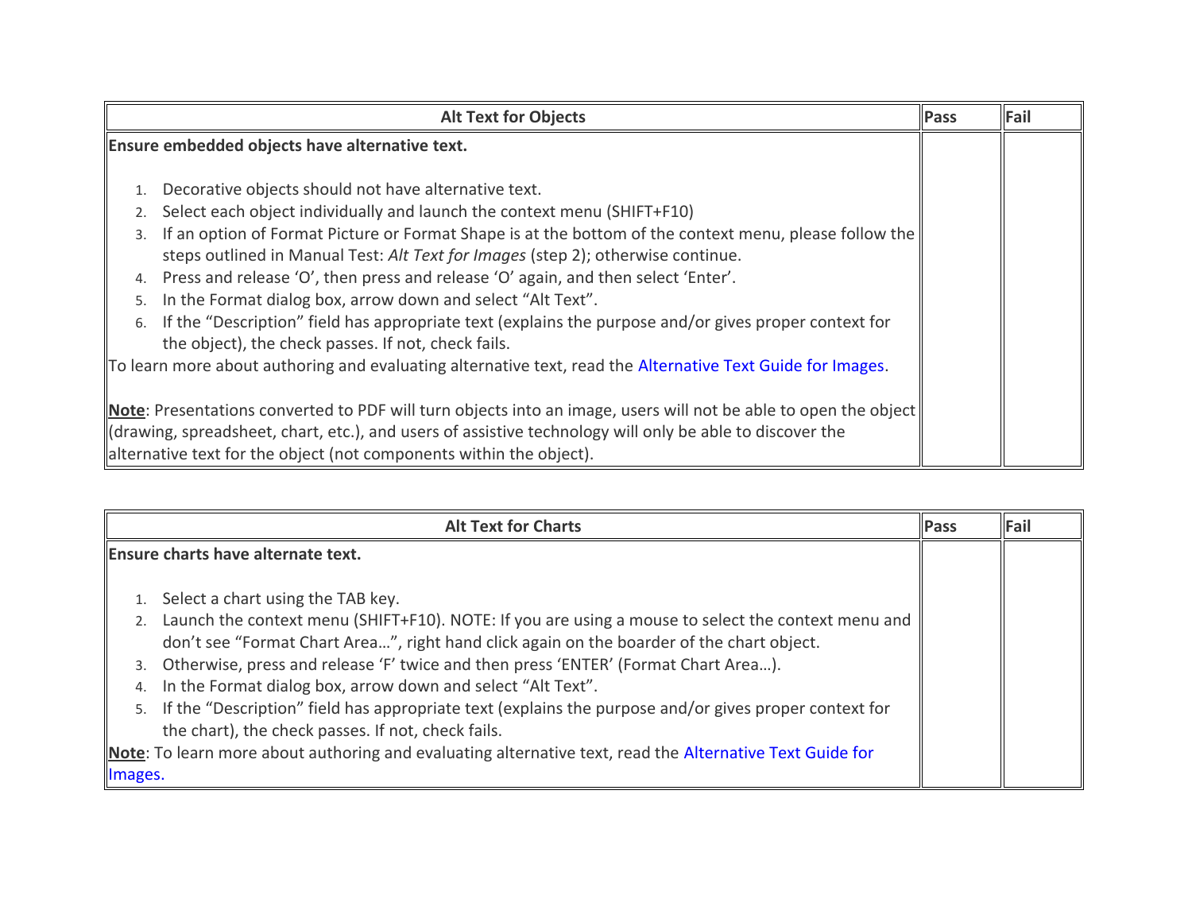| Alt Text for Objects | Pass | Fail |
|---|---|---|
| **Ensure embedded objects have alternative text.**<br><br>1. Decorative objects should not have alternative text.<br>2. Select each object individually and launch the context menu (SHIFT+F10)<br>3. If an option of Format Picture or Format Shape is at the bottom of the context menu, please follow the steps outlined in Manual Test: *Alt Text for Images* (step 2); otherwise continue.<br>4. Press and release 'O', then press and release 'O' again, and then select 'Enter'.<br>5. In the Format dialog box, arrow down and select "Alt Text".<br>6. If the "Description" field has appropriate text (explains the purpose and/or gives proper context for the object), the check passes. If not, check fails.<br><br>To learn more about authoring and evaluating alternative text, read the Alternative Text Guide for Images.<br><br>**Note**: Presentations converted to PDF will turn objects into an image, users will not be able to open the object (drawing, spreadsheet, chart, etc.), and users of assistive technology will only be able to discover the alternative text for the object (not components within the object). | | |

| Alt Text for Charts | Pass | Fail |
|---|---|---|
| **Ensure charts have alternate text.**<br><br>1. Select a chart using the TAB key.<br>2. Launch the context menu (SHIFT+F10). NOTE: If you are using a mouse to select the context menu and don't see "Format Chart Area…", right hand click again on the boarder of the chart object.<br>3. Otherwise, press and release 'F' twice and then press 'ENTER' (Format Chart Area…).<br>4. In the Format dialog box, arrow down and select "Alt Text".<br>5. If the "Description" field has appropriate text (explains the purpose and/or gives proper context for the chart), the check passes. If not, check fails.<br><br>**Note**: To learn more about authoring and evaluating alternative text, read the Alternative Text Guide for Images. | | |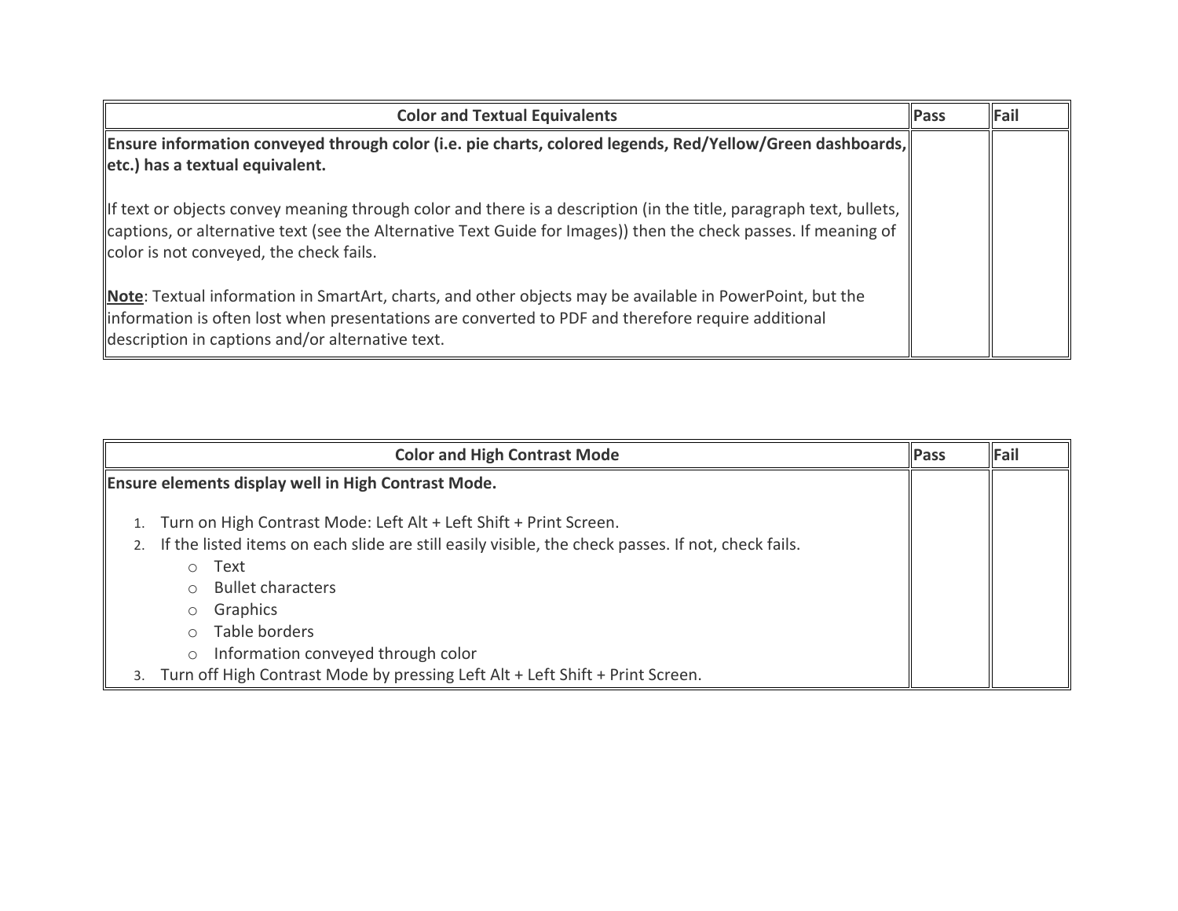| Color and Textual Equivalents | Pass | Fail |
|---|---|---|
| **Ensure information conveyed through color (i.e. pie charts, colored legends, Red/Yellow/Green dashboards, etc.) has a textual equivalent.**<br><br>If text or objects convey meaning through color and there is a description (in the title, paragraph text, bullets, captions, or alternative text (see the Alternative Text Guide for Images)) then the check passes. If meaning of color is not conveyed, the check fails.<br><br>**<u>Note</u>**: Textual information in SmartArt, charts, and other objects may be available in PowerPoint, but the information is often lost when presentations are converted to PDF and therefore require additional description in captions and/or alternative text. | | |

| Color and High Contrast Mode | Pass | Fail |
|---|---|---|
| **Ensure elements display well in High Contrast Mode.**<br><br>1. Turn on High Contrast Mode: Left Alt + Left Shift + Print Screen.<br>2. If the listed items on each slide are still easily visible, the check passes. If not, check fails.<br>&nbsp;&nbsp;&nbsp;&nbsp;o Text<br>&nbsp;&nbsp;&nbsp;&nbsp;o Bullet characters<br>&nbsp;&nbsp;&nbsp;&nbsp;o Graphics<br>&nbsp;&nbsp;&nbsp;&nbsp;o Table borders<br>&nbsp;&nbsp;&nbsp;&nbsp;o Information conveyed through color<br>3. Turn off High Contrast Mode by pressing Left Alt + Left Shift + Print Screen. | | |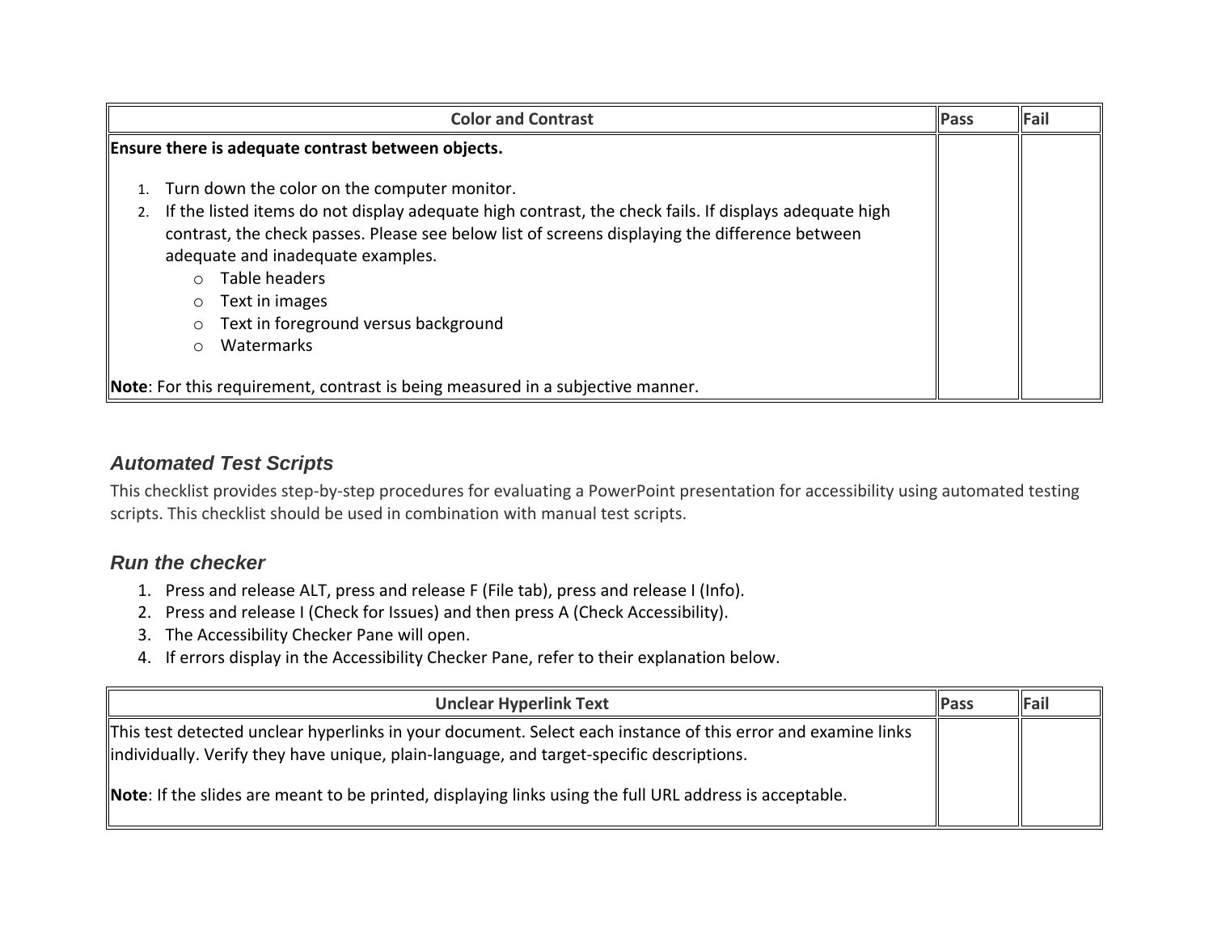| Color and Contrast | Pass | Fail |
| --- | --- | --- |
| **Ensure there is adequate contrast between objects.**<br><br>1. Turn down the color on the computer monitor.<br>2. If the listed items do not display adequate high contrast, the check fails. If displays adequate high contrast, the check passes. Please see below list of screens displaying the difference between adequate and inadequate examples.<br>&nbsp;&nbsp;&nbsp;&nbsp;o Table headers<br>&nbsp;&nbsp;&nbsp;&nbsp;o Text in images<br>&nbsp;&nbsp;&nbsp;&nbsp;o Text in foreground versus background<br>&nbsp;&nbsp;&nbsp;&nbsp;o Watermarks<br><br>**Note**: For this requirement, contrast is being measured in a subjective manner. | | |

### *Automated Test Scripts*

This checklist provides step-by-step procedures for evaluating a PowerPoint presentation for accessibility using automated testing scripts. This checklist should be used in combination with manual test scripts.

### *Run the checker*

1. Press and release ALT, press and release F (File tab), press and release I (Info).
2. Press and release I (Check for Issues) and then press A (Check Accessibility).
3. The Accessibility Checker Pane will open.
4. If errors display in the Accessibility Checker Pane, refer to their explanation below.

| Unclear Hyperlink Text | Pass | Fail |
| --- | --- | --- |
| This test detected unclear hyperlinks in your document. Select each instance of this error and examine links individually. Verify they have unique, plain-language, and target-specific descriptions.<br><br>**Note**: If the slides are meant to be printed, displaying links using the full URL address is acceptable. | | |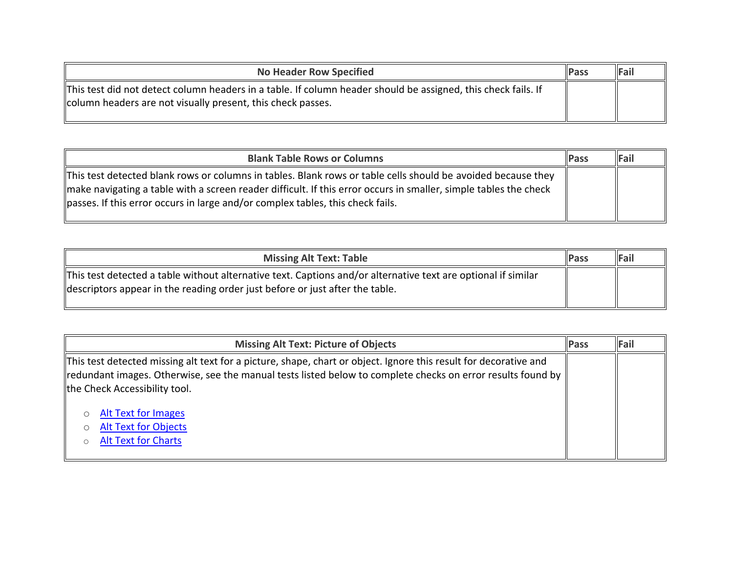| No Header Row Specified | Pass | Fail |
| --- | --- | --- |
| This test did not detect column headers in a table. If column header should be assigned, this check fails. If column headers are not visually present, this check passes. | | |

| Blank Table Rows or Columns | Pass | Fail |
| --- | --- | --- |
| This test detected blank rows or columns in tables. Blank rows or table cells should be avoided because they make navigating a table with a screen reader difficult. If this error occurs in smaller, simple tables the check passes. If this error occurs in large and/or complex tables, this check fails. | | |

| Missing Alt Text: Table | Pass | Fail |
| --- | --- | --- |
| This test detected a table without alternative text. Captions and/or alternative text are optional if similar descriptors appear in the reading order just before or just after the table. | | |

| Missing Alt Text: Picture of Objects | Pass | Fail |
| --- | --- | --- |
| This test detected missing alt text for a picture, shape, chart or object. Ignore this result for decorative and redundant images. Otherwise, see the manual tests listed below to complete checks on error results found by the Check Accessibility tool.<br><br>○ Alt Text for Images<br>○ Alt Text for Objects<br>○ Alt Text for Charts | | |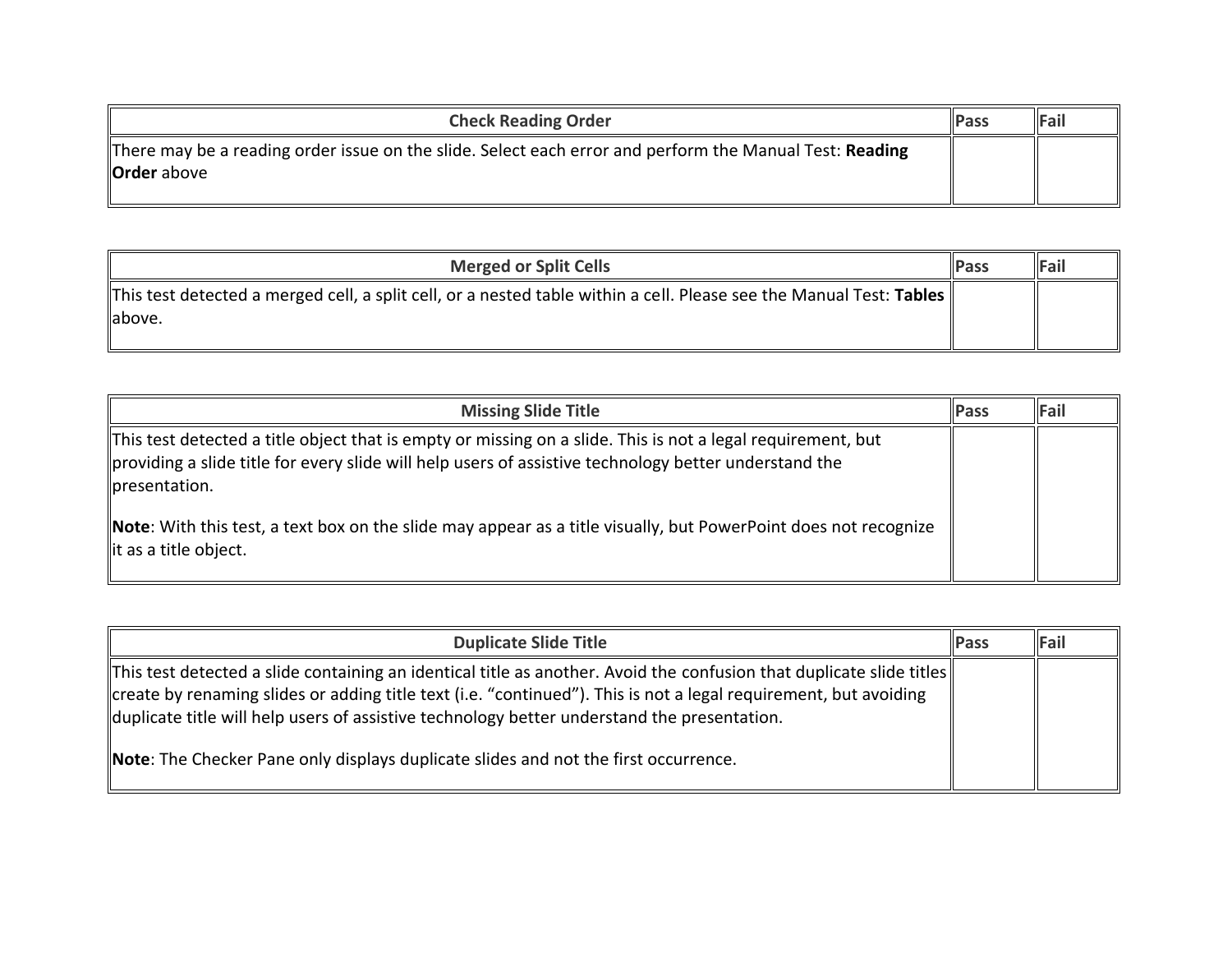| Check Reading Order | Pass | Fail |
| --- | --- | --- |
| There may be a reading order issue on the slide. Select each error and perform the Manual Test: **Reading Order** above | | |

| Merged or Split Cells | Pass | Fail |
| --- | --- | --- |
| This test detected a merged cell, a split cell, or a nested table within a cell. Please see the Manual Test: **Tables** above. | | |

| Missing Slide Title | Pass | Fail |
| --- | --- | --- |
| This test detected a title object that is empty or missing on a slide. This is not a legal requirement, but providing a slide title for every slide will help users of assistive technology better understand the presentation.<br><br>**Note**: With this test, a text box on the slide may appear as a title visually, but PowerPoint does not recognize it as a title object. | | |

| Duplicate Slide Title | Pass | Fail |
| --- | --- | --- |
| This test detected a slide containing an identical title as another. Avoid the confusion that duplicate slide titles create by renaming slides or adding title text (i.e. “continued”). This is not a legal requirement, but avoiding duplicate title will help users of assistive technology better understand the presentation.<br><br>**Note**: The Checker Pane only displays duplicate slides and not the first occurrence. | | |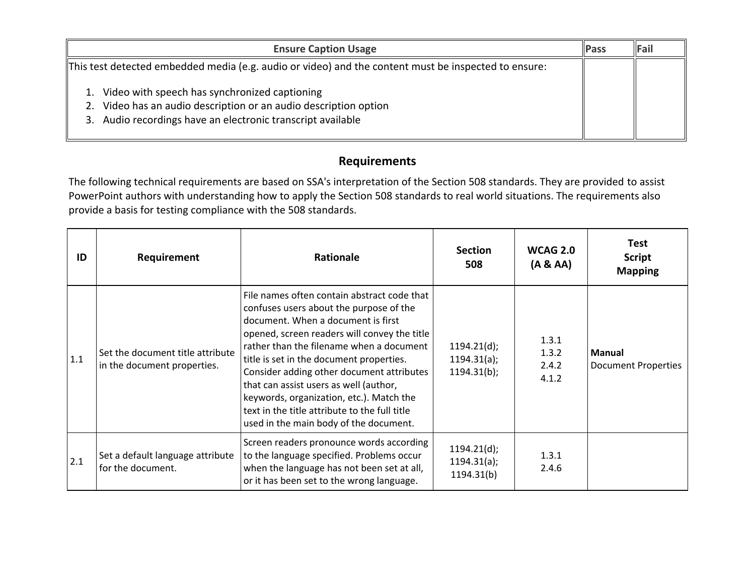| Ensure Caption Usage | Pass | Fail |
|---|---|---|
| This test detected embedded media (e.g. audio or video) and the content must be inspected to ensure:<br><br>1. Video with speech has synchronized captioning<br>2. Video has an audio description or an audio description option<br>3. Audio recordings have an electronic transcript available | | |

## Requirements

The following technical requirements are based on SSA's interpretation of the Section 508 standards. They are provided to assist PowerPoint authors with understanding how to apply the Section 508 standards to real world situations. The requirements also provide a basis for testing compliance with the 508 standards.

| ID | Requirement | Rationale | Section 508 | WCAG 2.0 (A & AA) | Test Script Mapping |
|---|---|---|---|---|---|
| 1.1 | Set the document title attribute in the document properties. | File names often contain abstract code that confuses users about the purpose of the document. When a document is first opened, screen readers will convey the title rather than the filename when a document title is set in the document properties. Consider adding other document attributes that can assist users as well (author, keywords, organization, etc.). Match the text in the title attribute to the full title used in the main body of the document. | 1194.21(d);<br>1194.31(a);<br>1194.31(b); | 1.3.1<br>1.3.2<br>2.4.2<br>4.1.2 | **Manual**<br>Document Properties |
| 2.1 | Set a default language attribute for the document. | Screen readers pronounce words according to the language specified. Problems occur when the language has not been set at all, or it has been set to the wrong language. | 1194.21(d);<br>1194.31(a);<br>1194.31(b) | 1.3.1<br>2.4.6 | |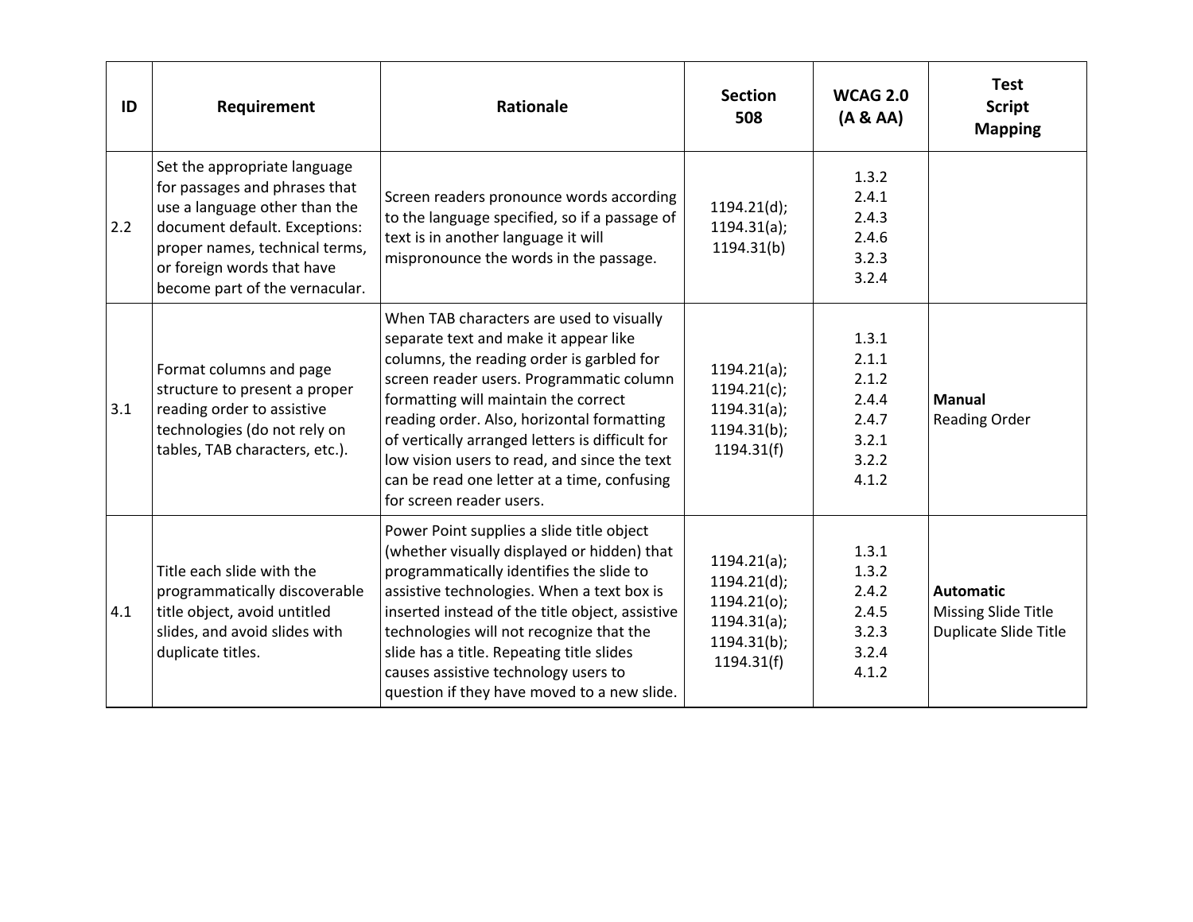| ID | Requirement | Rationale | Section 508 | WCAG 2.0 (A & AA) | Test Script Mapping |
|---|---|---|---|---|---|
| 2.2 | Set the appropriate language for passages and phrases that use a language other than the document default. Exceptions: proper names, technical terms, or foreign words that have become part of the vernacular. | Screen readers pronounce words according to the language specified, so if a passage of text is in another language it will mispronounce the words in the passage. | 1194.21(d); 1194.31(a); 1194.31(b) | 1.3.2 2.4.1 2.4.3 2.4.6 3.2.3 3.2.4 | |
| 3.1 | Format columns and page structure to present a proper reading order to assistive technologies (do not rely on tables, TAB characters, etc.). | When TAB characters are used to visually separate text and make it appear like columns, the reading order is garbled for screen reader users. Programmatic column formatting will maintain the correct reading order. Also, horizontal formatting of vertically arranged letters is difficult for low vision users to read, and since the text can be read one letter at a time, confusing for screen reader users. | 1194.21(a); 1194.21(c); 1194.31(a); 1194.31(b); 1194.31(f) | 1.3.1 2.1.1 2.1.2 2.4.4 2.4.7 3.2.1 3.2.2 4.1.2 | **Manual** Reading Order |
| 4.1 | Title each slide with the programmatically discoverable title object, avoid untitled slides, and avoid slides with duplicate titles. | Power Point supplies a slide title object (whether visually displayed or hidden) that programmatically identifies the slide to assistive technologies. When a text box is inserted instead of the title object, assistive technologies will not recognize that the slide has a title. Repeating title slides causes assistive technology users to question if they have moved to a new slide. | 1194.21(a); 1194.21(d); 1194.21(o); 1194.31(a); 1194.31(b); 1194.31(f) | 1.3.1 1.3.2 2.4.2 2.4.5 3.2.3 3.2.4 4.1.2 | **Automatic** Missing Slide Title Duplicate Slide Title |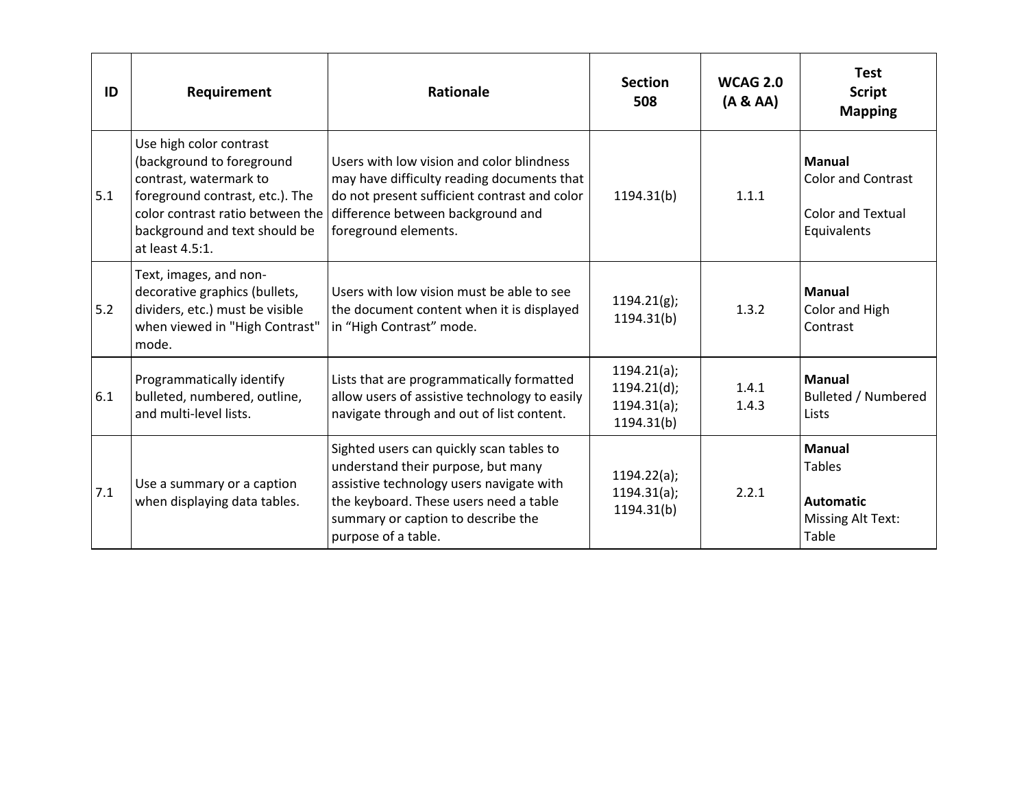| ID | Requirement | Rationale | Section 508 | WCAG 2.0 (A & AA) | Test Script Mapping |
|---|---|---|---|---|---|
| 5.1 | Use high color contrast (background to foreground contrast, watermark to foreground contrast, etc.). The color contrast ratio between the background and text should be at least 4.5:1. | Users with low vision and color blindness may have difficulty reading documents that do not present sufficient contrast and color difference between background and foreground elements. | 1194.31(b) | 1.1.1 | **Manual**<br>Color and Contrast<br><br>Color and Textual Equivalents |
| 5.2 | Text, images, and non-decorative graphics (bullets, dividers, etc.) must be visible when viewed in "High Contrast" mode. | Users with low vision must be able to see the document content when it is displayed in “High Contrast” mode. | 1194.21(g);<br>1194.31(b) | 1.3.2 | **Manual**<br>Color and High Contrast |
| 6.1 | Programmatically identify bulleted, numbered, outline, and multi-level lists. | Lists that are programmatically formatted allow users of assistive technology to easily navigate through and out of list content. | 1194.21(a);<br>1194.21(d);<br>1194.31(a);<br>1194.31(b) | 1.4.1<br>1.4.3 | **Manual**<br>Bulleted / Numbered Lists |
| 7.1 | Use a summary or a caption when displaying data tables. | Sighted users can quickly scan tables to understand their purpose, but many assistive technology users navigate with the keyboard. These users need a table summary or caption to describe the purpose of a table. | 1194.22(a);<br>1194.31(a);<br>1194.31(b) | 2.2.1 | **Manual**<br>Tables<br><br>**Automatic**<br>Missing Alt Text: Table |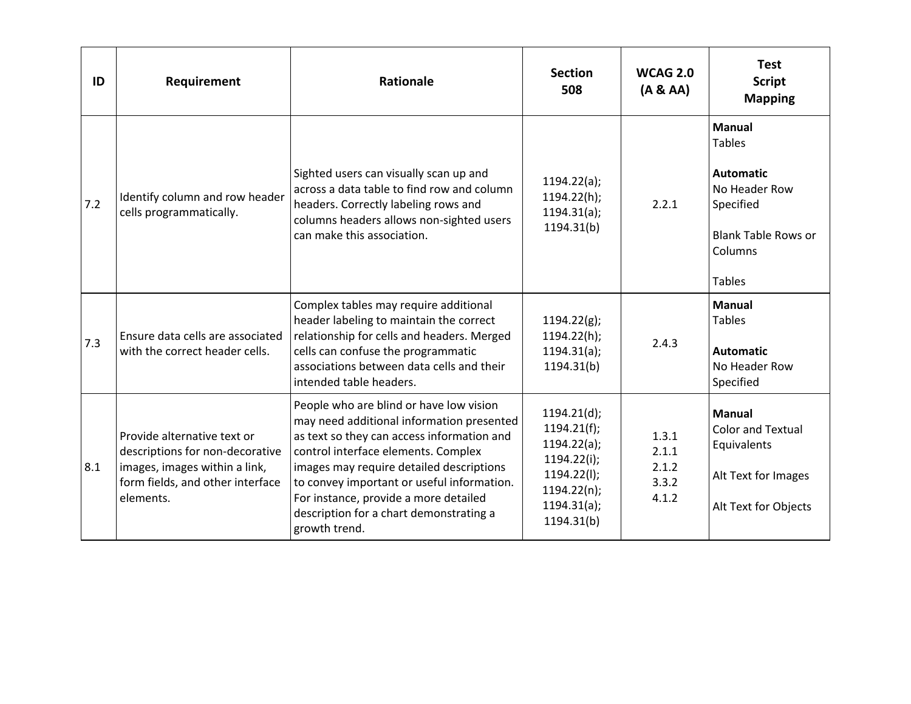| ID | Requirement | Rationale | Section 508 | WCAG 2.0 (A & AA) | Test Script Mapping |
|---|---|---|---|---|---|
| 7.2 | Identify column and row header cells programmatically. | Sighted users can visually scan up and across a data table to find row and column headers. Correctly labeling rows and columns headers allows non-sighted users can make this association. | 1194.22(a); 1194.22(h); 1194.31(a); 1194.31(b) | 2.2.1 | **Manual**<br>Tables<br><br>**Automatic**<br>No Header Row Specified<br><br>Blank Table Rows or Columns<br><br>Tables |
| 7.3 | Ensure data cells are associated with the correct header cells. | Complex tables may require additional header labeling to maintain the correct relationship for cells and headers. Merged cells can confuse the programmatic associations between data cells and their intended table headers. | 1194.22(g); 1194.22(h); 1194.31(a); 1194.31(b) | 2.4.3 | **Manual**<br>Tables<br><br>**Automatic**<br>No Header Row Specified |
| 8.1 | Provide alternative text or descriptions for non-decorative images, images within a link, form fields, and other interface elements. | People who are blind or have low vision may need additional information presented as text so they can access information and control interface elements. Complex images may require detailed descriptions to convey important or useful information. For instance, provide a more detailed description for a chart demonstrating a growth trend. | 1194.21(d); 1194.21(f); 1194.22(a); 1194.22(i); 1194.22(l); 1194.22(n); 1194.31(a); 1194.31(b) | 1.3.1<br>2.1.1<br>2.1.2<br>3.3.2<br>4.1.2 | **Manual**<br>Color and Textual Equivalents<br><br>Alt Text for Images<br><br>Alt Text for Objects |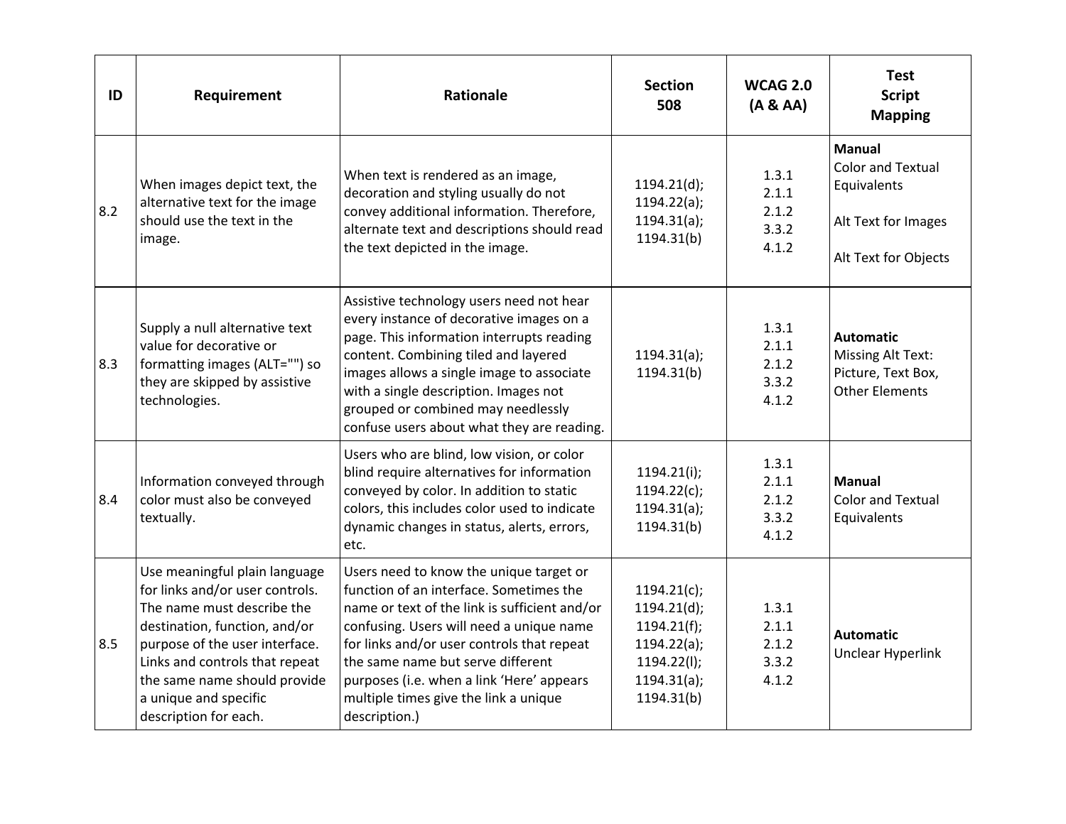| ID | Requirement | Rationale | Section 508 | WCAG 2.0 (A & AA) | Test Script Mapping |
|---|---|---|---|---|---|
| 8.2 | When images depict text, the alternative text for the image should use the text in the image. | When text is rendered as an image, decoration and styling usually do not convey additional information. Therefore, alternate text and descriptions should read the text depicted in the image. | 1194.21(d); 1194.22(a); 1194.31(a); 1194.31(b) | 1.3.1 2.1.1 2.1.2 3.3.2 4.1.2 | **Manual** Color and Textual Equivalents<br><br>Alt Text for Images<br><br>Alt Text for Objects |
| 8.3 | Supply a null alternative text value for decorative or formatting images (ALT="") so they are skipped by assistive technologies. | Assistive technology users need not hear every instance of decorative images on a page. This information interrupts reading content. Combining tiled and layered images allows a single image to associate with a single description. Images not grouped or combined may needlessly confuse users about what they are reading. | 1194.31(a); 1194.31(b) | 1.3.1 2.1.1 2.1.2 3.3.2 4.1.2 | **Automatic** Missing Alt Text: Picture, Text Box, Other Elements |
| 8.4 | Information conveyed through color must also be conveyed textually. | Users who are blind, low vision, or color blind require alternatives for information conveyed by color. In addition to static colors, this includes color used to indicate dynamic changes in status, alerts, errors, etc. | 1194.21(i); 1194.22(c); 1194.31(a); 1194.31(b) | 1.3.1 2.1.1 2.1.2 3.3.2 4.1.2 | **Manual** Color and Textual Equivalents |
| 8.5 | Use meaningful plain language for links and/or user controls. The name must describe the destination, function, and/or purpose of the user interface. Links and controls that repeat the same name should provide a unique and specific description for each. | Users need to know the unique target or function of an interface. Sometimes the name or text of the link is sufficient and/or confusing. Users will need a unique name for links and/or user controls that repeat the same name but serve different purposes (i.e. when a link 'Here' appears multiple times give the link a unique description.) | 1194.21(c); 1194.21(d); 1194.21(f); 1194.22(a); 1194.22(l); 1194.31(a); 1194.31(b) | 1.3.1 2.1.1 2.1.2 3.3.2 4.1.2 | **Automatic** Unclear Hyperlink |